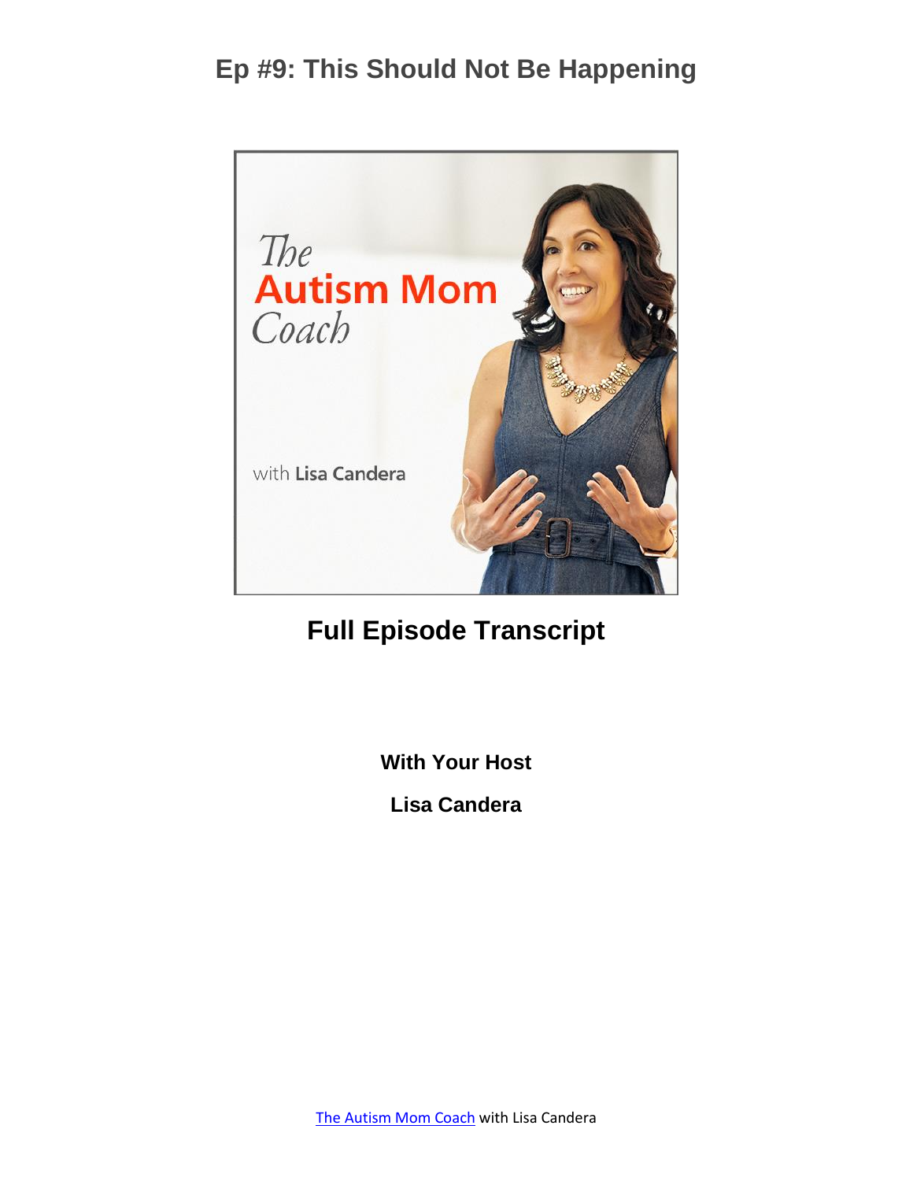# Ep #9: This Should Not Be Happening

## Full Episode Transcript

**With Your Host**

**Lisa Candera**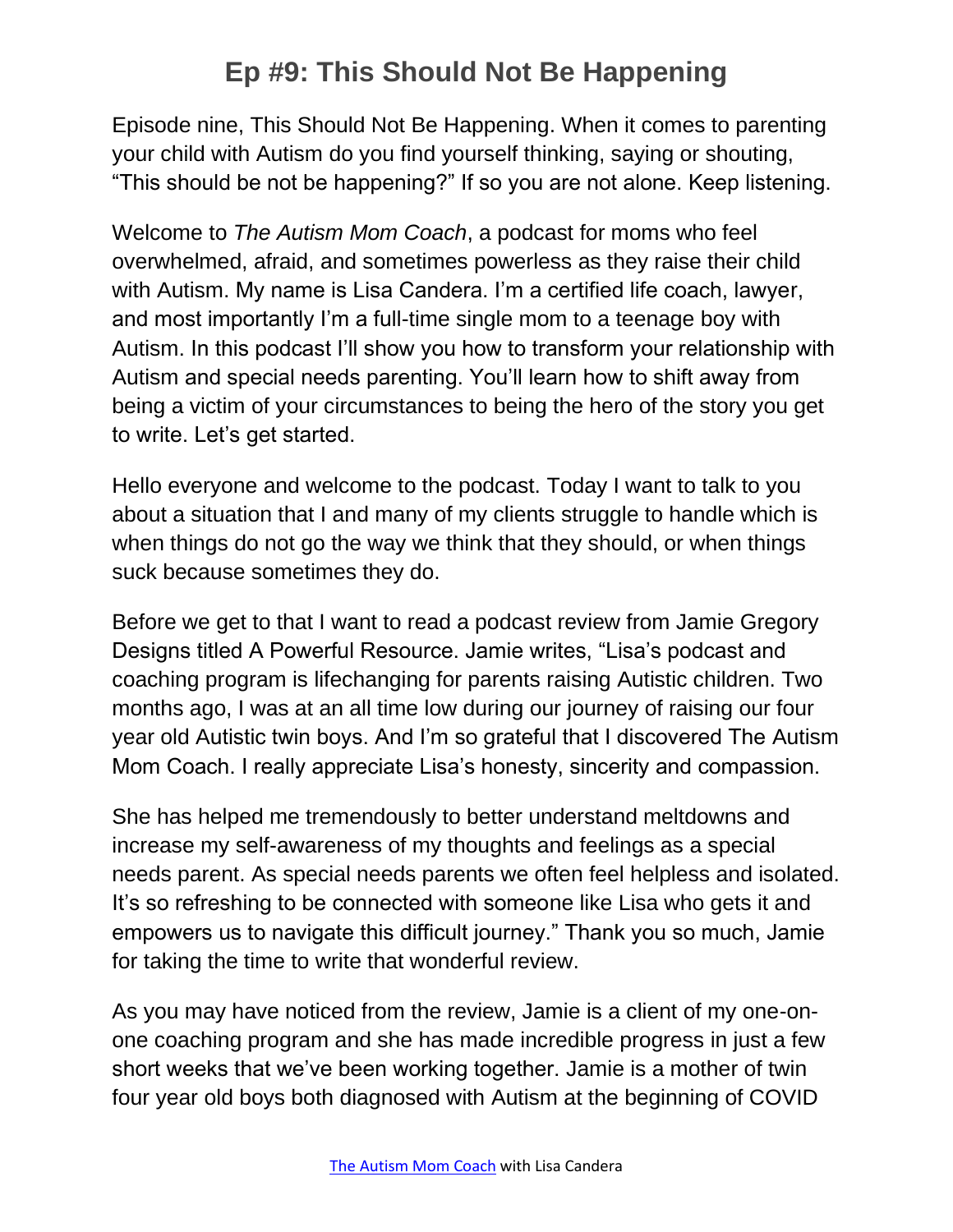# Ep #9: This Should Not Be Happening

Episode nine, This Should Not Be Happening. When it comes to parenting your child with Autism do you find yourself thinking, saying or shouting, "This should be not be happening?" If so you are not alone. Keep listening.

Welcome to *The Autism Mom Coach*, a podcast for moms who feel overwhelmed, afraid, and sometimes powerless as they raise their child with Autism. My name is Lisa Candera. I'm a certified life coach, lawyer, and most importantly I'm a full-time single mom to a teenage boy with Autism. In this podcast I'll show you how to transform your relationship with Autism and special needs parenting. You'll learn how to shift away from being a victim of your circumstances to being the hero of the story you get to write. Let's get started.

Hello everyone and welcome to the podcast. Today I want to talk to you about a situation that I and many of my clients struggle to handle which is when things do not go the way we think that they should, or when things suck because sometimes they do.

Before we get to that I want to read a podcast review from Jamie Gregory Designs titled A Powerful Resource. Jamie writes, "Lisa's podcast and coaching program is lifechanging for parents raising Autistic children. Two months ago, I was at an all time low during our journey of raising our four year old Autistic twin boys. And I'm so grateful that I discovered The Autism Mom Coach. I really appreciate Lisa's honesty, sincerity and compassion.

She has helped me tremendously to better understand meltdowns and increase my self-awareness of my thoughts and feelings as a special needs parent. As special needs parents we often feel helpless and isolated. It's so refreshing to be connected with someone like Lisa who gets it and empowers us to navigate this difficult journey." Thank you so much, Jamie for taking the time to write that wonderful review.

As you may have noticed from the review, Jamie is a client of my one-on-one coaching program and she has made incredible progress in just a few short weeks that we've been working together. Jamie is a mother of twin four year old boys both diagnosed with Autism at the beginning of COVID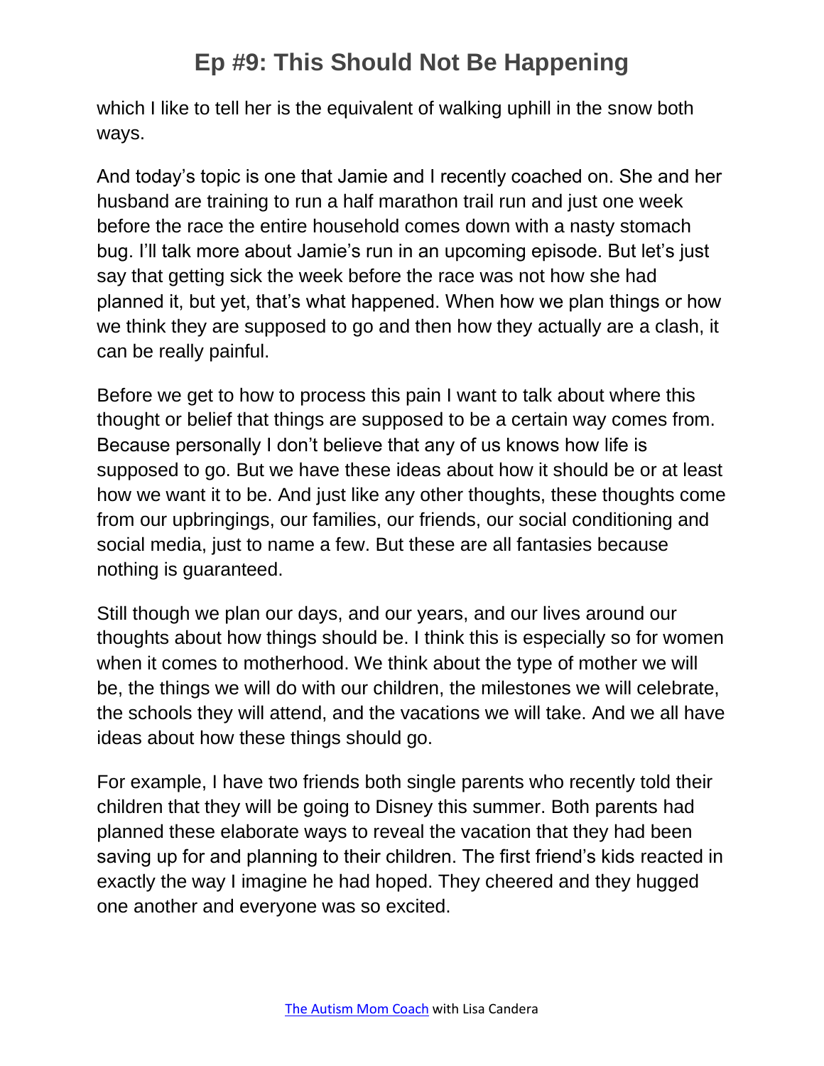which I like to tell her is the equivalent of walking uphill in the snow both ways.

And today's topic is one that Jamie and I recently coached on. She and her husband are training to run a half marathon trail run and just one week before the race the entire household comes down with a nasty stomach bug. I'll talk more about Jamie's run in an upcoming episode. But let's just say that getting sick the week before the race was not how she had planned it, but yet, that's what happened. When how we plan things or how we think they are supposed to go and then how they actually are a clash, it can be really painful.

Before we get to how to process this pain I want to talk about where this thought or belief that things are supposed to be a certain way comes from. Because personally I don't believe that any of us knows how life is supposed to go. But we have these ideas about how it should be or at least how we want it to be. And just like any other thoughts, these thoughts come from our upbringings, our families, our friends, our social conditioning and social media, just to name a few. But these are all fantasies because nothing is guaranteed.

Still though we plan our days, and our years, and our lives around our thoughts about how things should be. I think this is especially so for women when it comes to motherhood. We think about the type of mother we will be, the things we will do with our children, the milestones we will celebrate, the schools they will attend, and the vacations we will take. And we all have ideas about how these things should go.

For example, I have two friends both single parents who recently told their children that they will be going to Disney this summer. Both parents had planned these elaborate ways to reveal the vacation that they had been saving up for and planning to their children. The first friend's kids reacted in exactly the way I imagine he had hoped. They cheered and they hugged one another and everyone was so excited.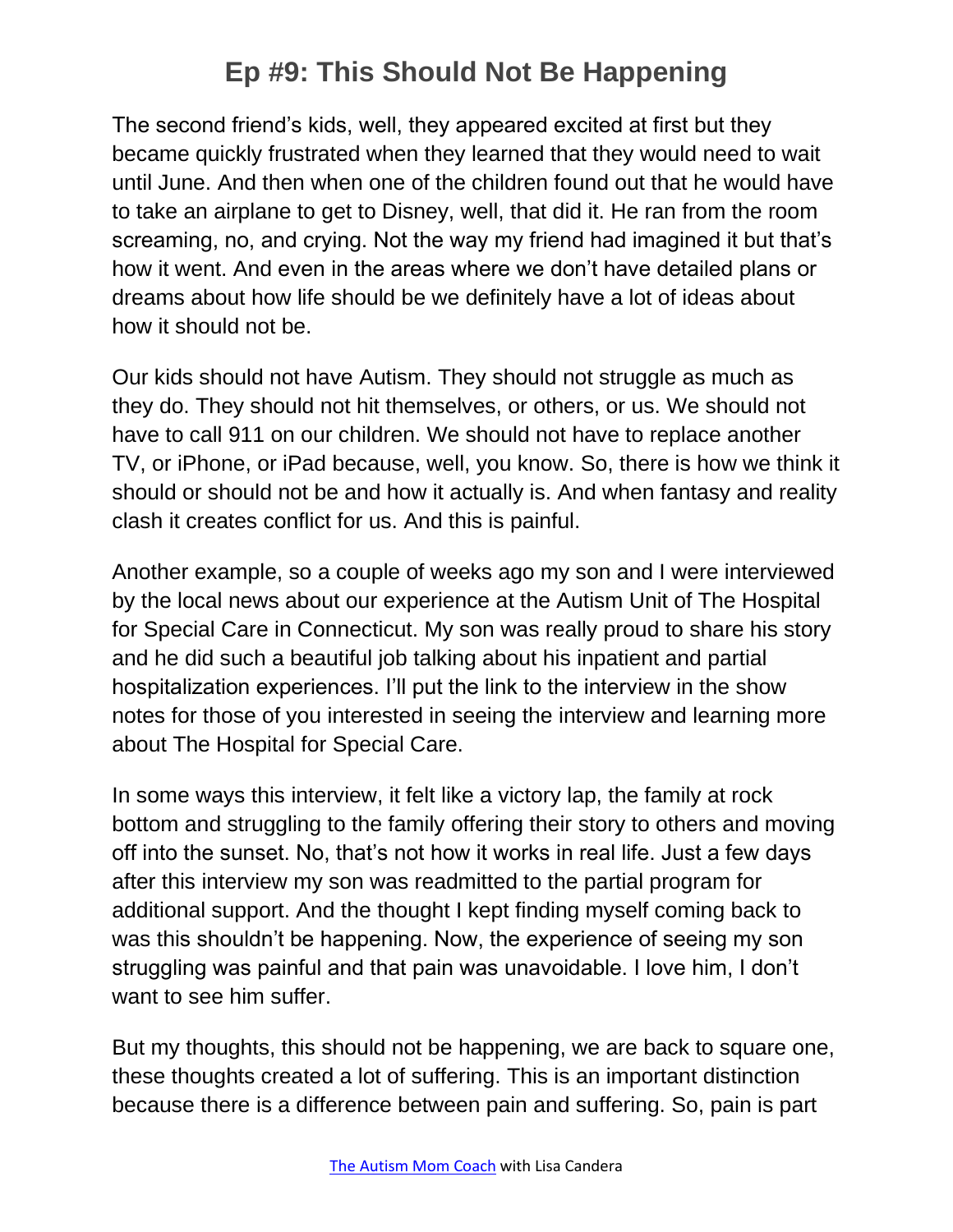The second friend's kids, well, they appeared excited at first but they became quickly frustrated when they learned that they would need to wait until June. And then when one of the children found out that he would have to take an airplane to get to Disney, well, that did it. He ran from the room screaming, no, and crying. Not the way my friend had imagined it but that's how it went. And even in the areas where we don't have detailed plans or dreams about how life should be we definitely have a lot of ideas about how it should not be.

Our kids should not have Autism. They should not struggle as much as they do. They should not hit themselves, or others, or us. We should not have to call 911 on our children. We should not have to replace another TV, or iPhone, or iPad because, well, you know. So, there is how we think it should or should not be and how it actually is. And when fantasy and reality clash it creates conflict for us. And this is painful.

Another example, so a couple of weeks ago my son and I were interviewed by the local news about our experience at the Autism Unit of The Hospital for Special Care in Connecticut. My son was really proud to share his story and he did such a beautiful job talking about his inpatient and partial hospitalization experiences. I'll put the link to the interview in the show notes for those of you interested in seeing the interview and learning more about The Hospital for Special Care.

In some ways this interview, it felt like a victory lap, the family at rock bottom and struggling to the family offering their story to others and moving off into the sunset. No, that's not how it works in real life. Just a few days after this interview my son was readmitted to the partial program for additional support. And the thought I kept finding myself coming back to was this shouldn't be happening. Now, the experience of seeing my son struggling was painful and that pain was unavoidable. I love him, I don't want to see him suffer.

But my thoughts, this should not be happening, we are back to square one, these thoughts created a lot of suffering. This is an important distinction because there is a difference between pain and suffering. So, pain is part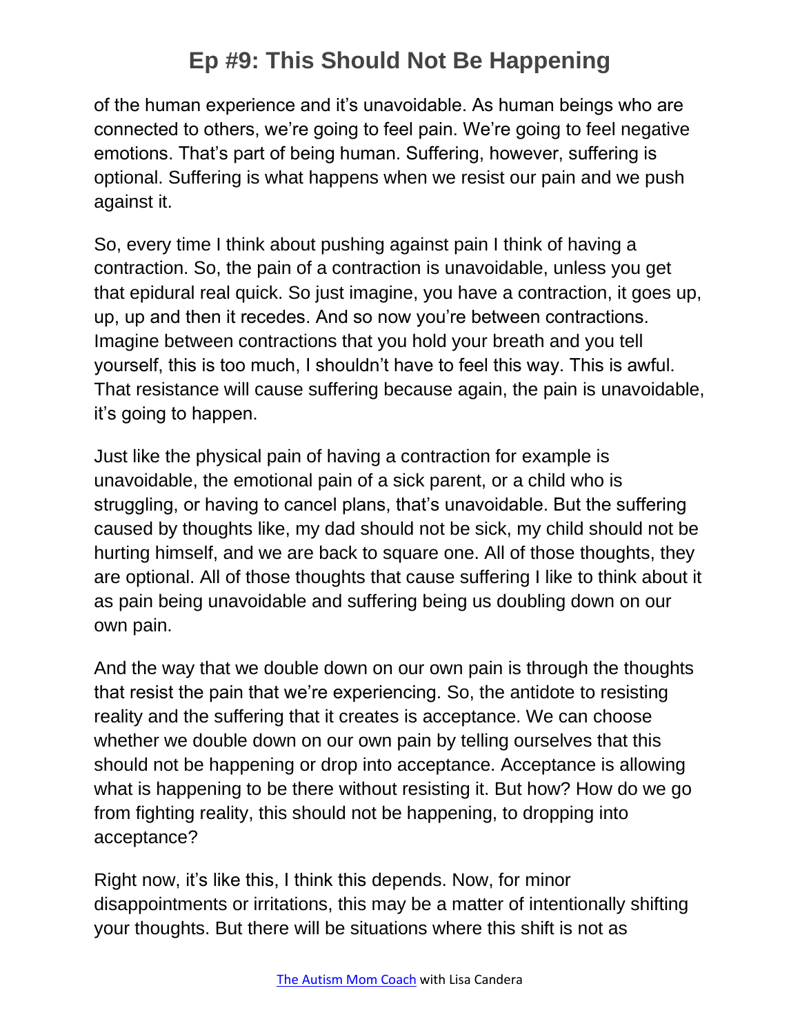of the human experience and it's unavoidable. As human beings who are connected to others, we're going to feel pain. We're going to feel negative emotions. That's part of being human. Suffering, however, suffering is optional. Suffering is what happens when we resist our pain and we push against it.

So, every time I think about pushing against pain I think of having a contraction. So, the pain of a contraction is unavoidable, unless you get that epidural real quick. So just imagine, you have a contraction, it goes up, up, up and then it recedes. And so now you're between contractions. Imagine between contractions that you hold your breath and you tell yourself, this is too much, I shouldn't have to feel this way. This is awful. That resistance will cause suffering because again, the pain is unavoidable, it's going to happen.

Just like the physical pain of having a contraction for example is unavoidable, the emotional pain of a sick parent, or a child who is struggling, or having to cancel plans, that's unavoidable. But the suffering caused by thoughts like, my dad should not be sick, my child should not be hurting himself, and we are back to square one. All of those thoughts, they are optional. All of those thoughts that cause suffering I like to think about it as pain being unavoidable and suffering being us doubling down on our own pain.

And the way that we double down on our own pain is through the thoughts that resist the pain that we're experiencing. So, the antidote to resisting reality and the suffering that it creates is acceptance. We can choose whether we double down on our own pain by telling ourselves that this should not be happening or drop into acceptance. Acceptance is allowing what is happening to be there without resisting it. But how? How do we go from fighting reality, this should not be happening, to dropping into acceptance?

Right now, it's like this, I think this depends. Now, for minor disappointments or irritations, this may be a matter of intentionally shifting your thoughts. But there will be situations where this shift is not as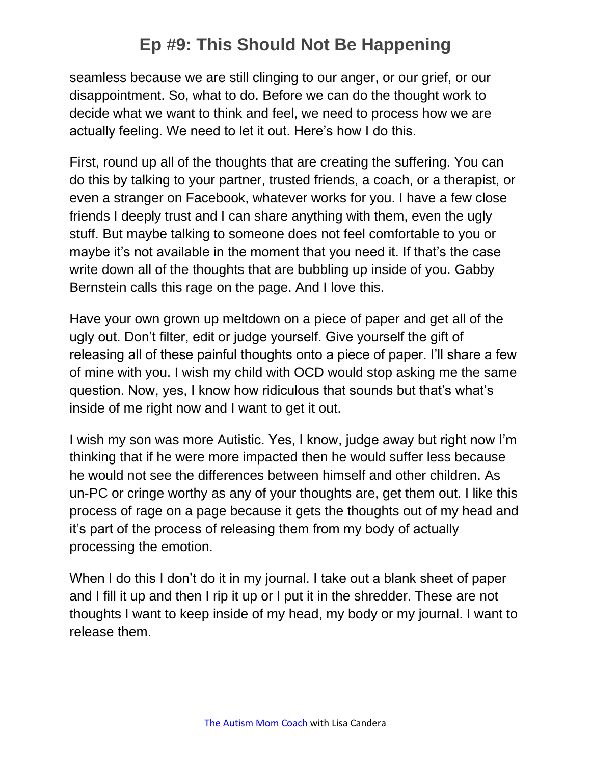seamless because we are still clinging to our anger, or our grief, or our disappointment. So, what to do. Before we can do the thought work to decide what we want to think and feel, we need to process how we are actually feeling. We need to let it out. Here's how I do this.

First, round up all of the thoughts that are creating the suffering. You can do this by talking to your partner, trusted friends, a coach, or a therapist, or even a stranger on Facebook, whatever works for you. I have a few close friends I deeply trust and I can share anything with them, even the ugly stuff. But maybe talking to someone does not feel comfortable to you or maybe it's not available in the moment that you need it. If that's the case write down all of the thoughts that are bubbling up inside of you. Gabby Bernstein calls this rage on the page. And I love this.

Have your own grown up meltdown on a piece of paper and get all of the ugly out. Don't filter, edit or judge yourself. Give yourself the gift of releasing all of these painful thoughts onto a piece of paper. I'll share a few of mine with you. I wish my child with OCD would stop asking me the same question. Now, yes, I know how ridiculous that sounds but that's what's inside of me right now and I want to get it out.

I wish my son was more Autistic. Yes, I know, judge away but right now I'm thinking that if he were more impacted then he would suffer less because he would not see the differences between himself and other children. As un-PC or cringe worthy as any of your thoughts are, get them out. I like this process of rage on a page because it gets the thoughts out of my head and it's part of the process of releasing them from my body of actually processing the emotion.

When I do this I don't do it in my journal. I take out a blank sheet of paper and I fill it up and then I rip it up or I put it in the shredder. These are not thoughts I want to keep inside of my head, my body or my journal. I want to release them.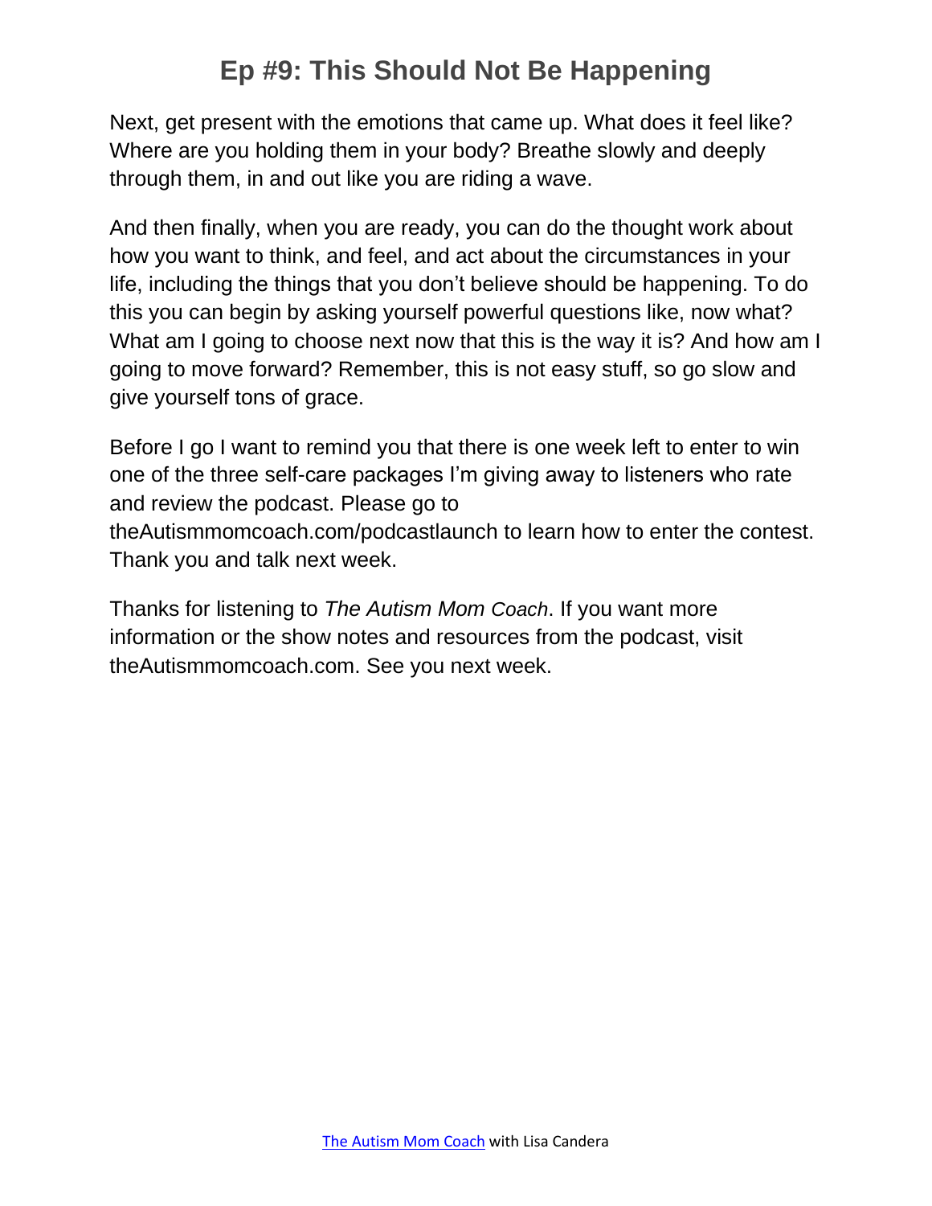Next, get present with the emotions that came up. What does it feel like? Where are you holding them in your body? Breathe slowly and deeply through them, in and out like you are riding a wave.

And then finally, when you are ready, you can do the thought work about how you want to think, and feel, and act about the circumstances in your life, including the things that you don't believe should be happening. To do this you can begin by asking yourself powerful questions like, now what? What am I going to choose next now that this is the way it is? And how am I going to move forward? Remember, this is not easy stuff, so go slow and give yourself tons of grace.

Before I go I want to remind you that there is one week left to enter to win one of the three self-care packages I'm giving away to listeners who rate and review the podcast. Please go to theAutismmomcoach.com/podcastlaunch to learn how to enter the contest. Thank you and talk next week.

Thanks for listening to *The Autism Mom Coach*. If you want more information or the show notes and resources from the podcast, visit theAutismmomcoach.com. See you next week.